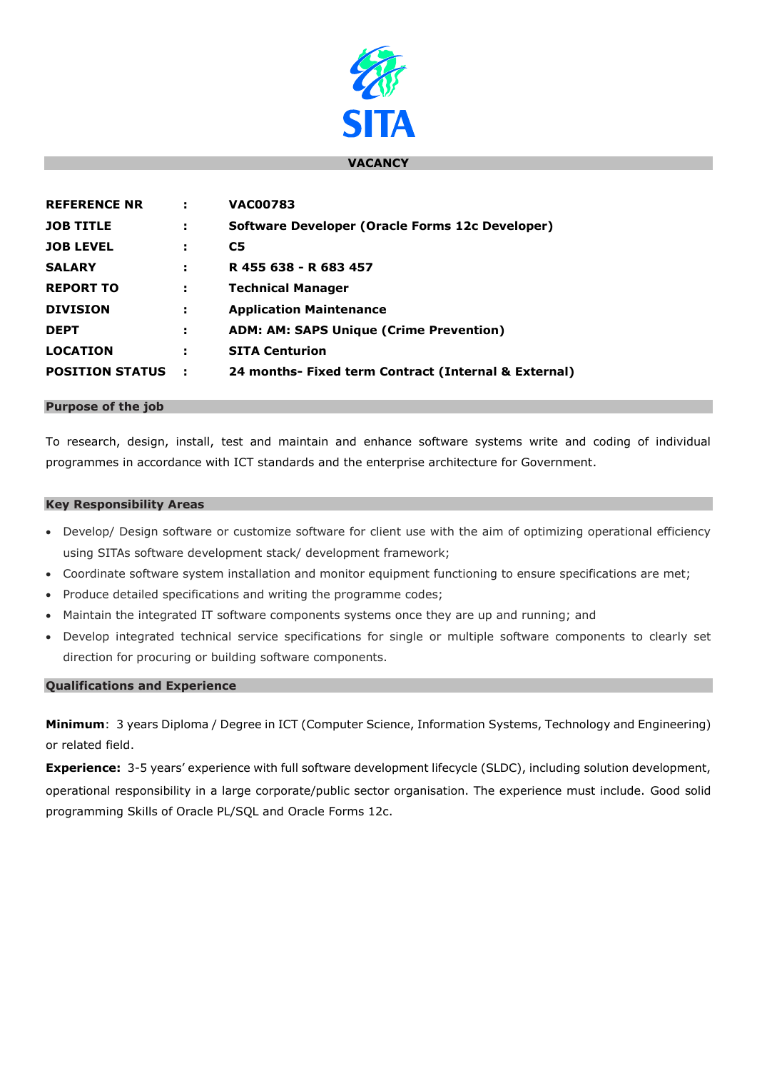SITA

## VACANCY

| | | |
|---|---|---|
| **REFERENCE NR** | **:** | **VAC00783** |
| **JOB TITLE** | **:** | **Software Developer (Oracle Forms 12c Developer)** |
| **JOB LEVEL** | **:** | **C5** |
| **SALARY** | **:** | **R 455 638 - R 683 457** |
| **REPORT TO** | **:** | **Technical Manager** |
| **DIVISION** | **:** | **Application Maintenance** |
| **DEPT** | **:** | **ADM: AM: SAPS Unique (Crime Prevention)** |
| **LOCATION** | **:** | **SITA Centurion** |
| **POSITION STATUS** | **:** | **24 months- Fixed term Contract (Internal & External)** |

### Purpose of the job

To research, design, install, test and maintain and enhance software systems write and coding of individual programmes in accordance with ICT standards and the enterprise architecture for Government.

### Key Responsibility Areas

- Develop/ Design software or customize software for client use with the aim of optimizing operational efficiency using SITAs software development stack/ development framework;
- Coordinate software system installation and monitor equipment functioning to ensure specifications are met;
- Produce detailed specifications and writing the programme codes;
- Maintain the integrated IT software components systems once they are up and running; and
- Develop integrated technical service specifications for single or multiple software components to clearly set direction for procuring or building software components.

### Qualifications and Experience

**Minimum**: 3 years Diploma / Degree in ICT (Computer Science, Information Systems, Technology and Engineering) or related field.

**Experience:** 3-5 years' experience with full software development lifecycle (SLDC), including solution development, operational responsibility in a large corporate/public sector organisation. The experience must include. Good solid programming Skills of Oracle PL/SQL and Oracle Forms 12c.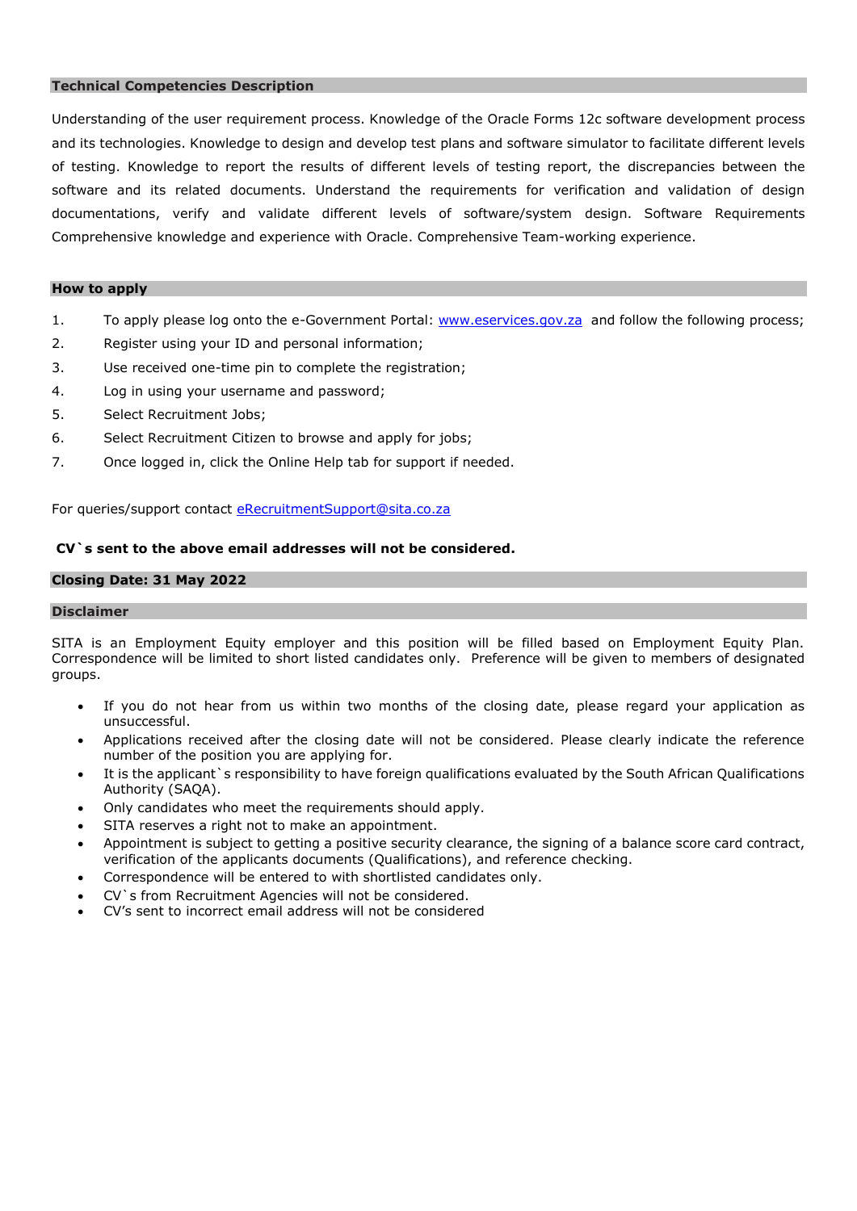## Technical Competencies Description

Understanding of the user requirement process. Knowledge of the Oracle Forms 12c software development process and its technologies. Knowledge to design and develop test plans and software simulator to facilitate different levels of testing. Knowledge to report the results of different levels of testing report, the discrepancies between the software and its related documents. Understand the requirements for verification and validation of design documentations, verify and validate different levels of software/system design. Software Requirements Comprehensive knowledge and experience with Oracle. Comprehensive Team-working experience.

## How to apply

1. To apply please log onto the e-Government Portal: [www.eservices.gov.za](http://www.eservices.gov.za) and follow the following process;
2. Register using your ID and personal information;
3. Use received one-time pin to complete the registration;
4. Log in using your username and password;
5. Select Recruitment Jobs;
6. Select Recruitment Citizen to browse and apply for jobs;
7. Once logged in, click the Online Help tab for support if needed.

For queries/support contact [eRecruitmentSupport@sita.co.za](mailto:eRecruitmentSupport@sita.co.za)

**CV`s sent to the above email addresses will not be considered.**

## Closing Date: 31 May 2022

## Disclaimer

SITA is an Employment Equity employer and this position will be filled based on Employment Equity Plan. Correspondence will be limited to short listed candidates only. Preference will be given to members of designated groups.

- If you do not hear from us within two months of the closing date, please regard your application as unsuccessful.
- Applications received after the closing date will not be considered. Please clearly indicate the reference number of the position you are applying for.
- It is the applicant`s responsibility to have foreign qualifications evaluated by the South African Qualifications Authority (SAQA).
- Only candidates who meet the requirements should apply.
- SITA reserves a right not to make an appointment.
- Appointment is subject to getting a positive security clearance, the signing of a balance score card contract, verification of the applicants documents (Qualifications), and reference checking.
- Correspondence will be entered to with shortlisted candidates only.
- CV`s from Recruitment Agencies will not be considered.
- CV's sent to incorrect email address will not be considered